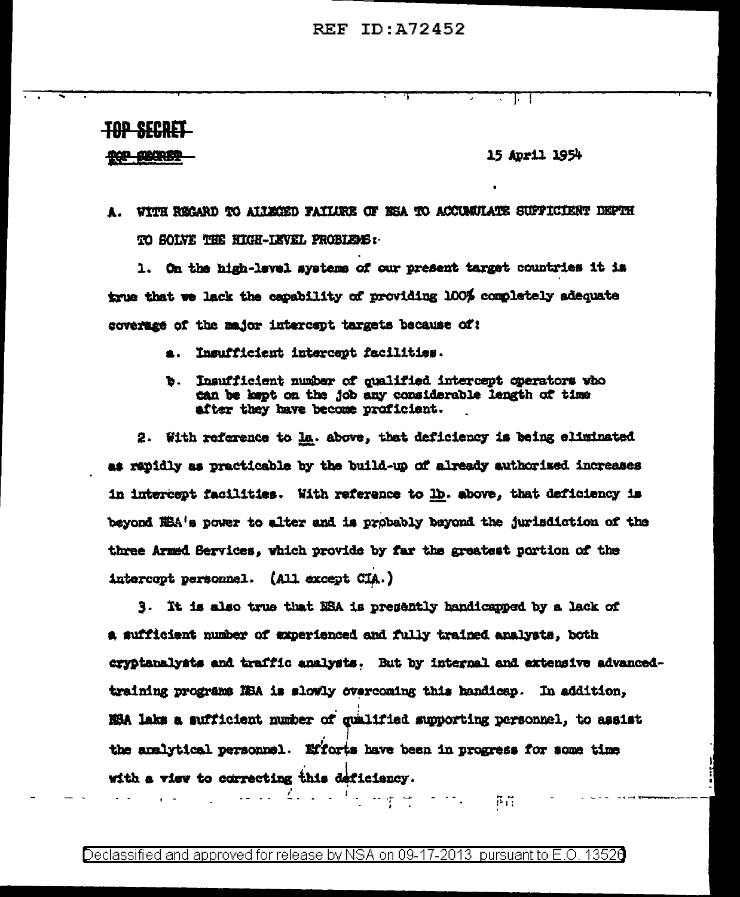TOP SECRET

TOP SECRET

15 April 1954

A. WITH REGARD TO ALLEGED FAILURE OF NSA TO ACCUMULATE SUFFICIENT DEPTH TO SOLVE THE HIGH-LEVEL PROBLEMS:

1. On the high-level systems of our present target countries it is true that we lack the capability of providing 100% completely adequate coverage of the major intercept targets because of:

   a. Insufficient intercept facilities.

   b. Insufficient number of qualified intercept operators who can be kept on the job any considerable length of time after they have become proficient.

2. With reference to 1a. above, that deficiency is being eliminated as rapidly as practicable by the build-up of already authorized increases in intercept facilities. With reference to 1b. above, that deficiency is beyond NSA's power to alter and is probably beyond the jurisdiction of the three Armed Services, which provide by far the greatest portion of the intercept personnel. (All except CIA.)

3. It is also true that NSA is presently handicapped by a lack of a sufficient number of experienced and fully trained analysts, both cryptanalysts and traffic analysts. But by internal and extensive advanced-training programs NSA is slowly overcoming this handicap. In addition, NSA laks a sufficient number of qualified supporting personnel, to assist the analytical personnel. Efforts have been in progress for some time with a view to correcting this deficiency.

Declassified and approved for release by NSA on 09-17-2013 pursuant to E.O. 13526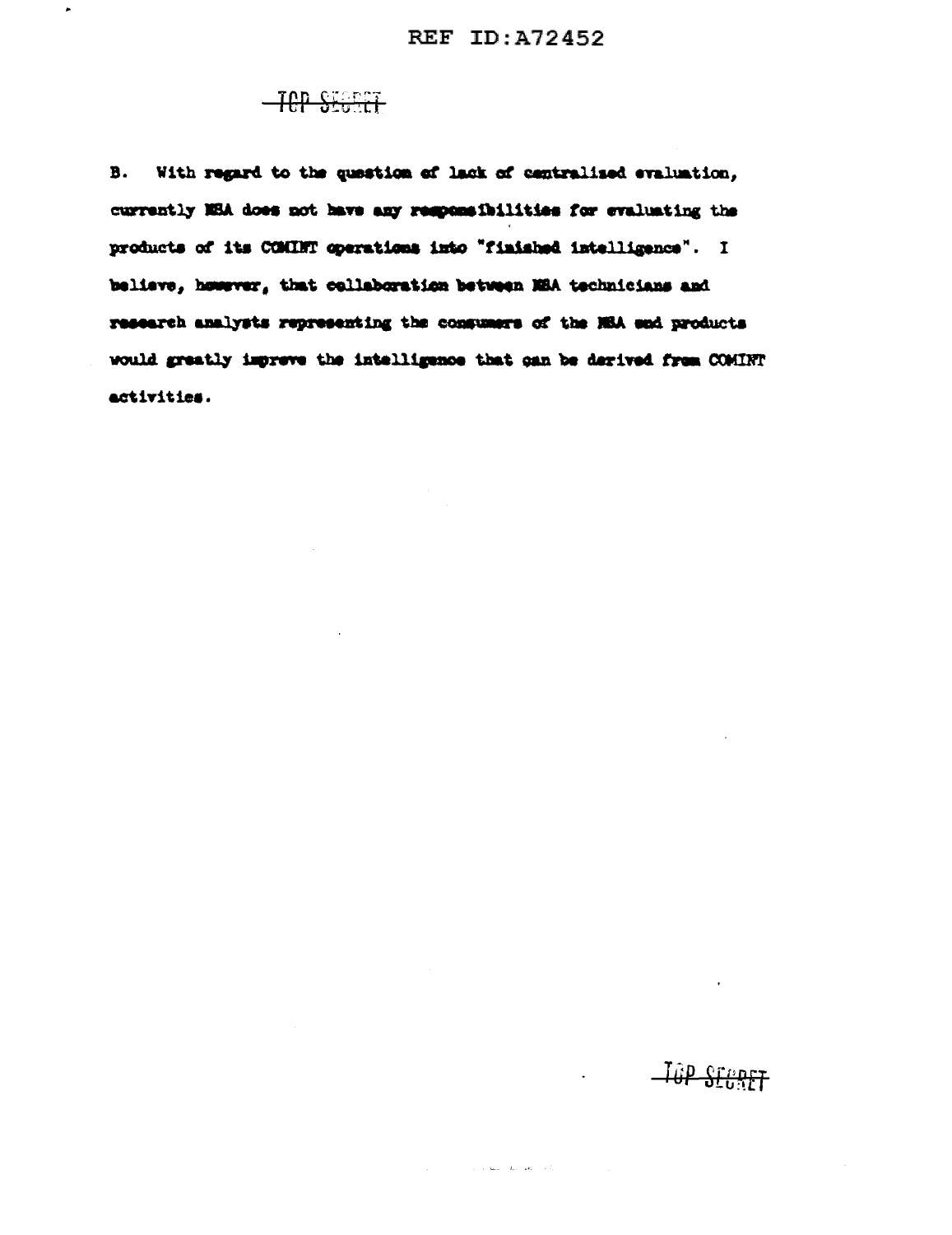B. With regard to the question of lack of centralized evaluation, currently NSA does not have any responsibilities for evaluating the products of its COMINT operations into "finished intelligence". I believe, however, that collaboration between NSA technicians and research analysts representing the consumers of the NSA end products would greatly improve the intelligence that can be derived from COMINT activities.